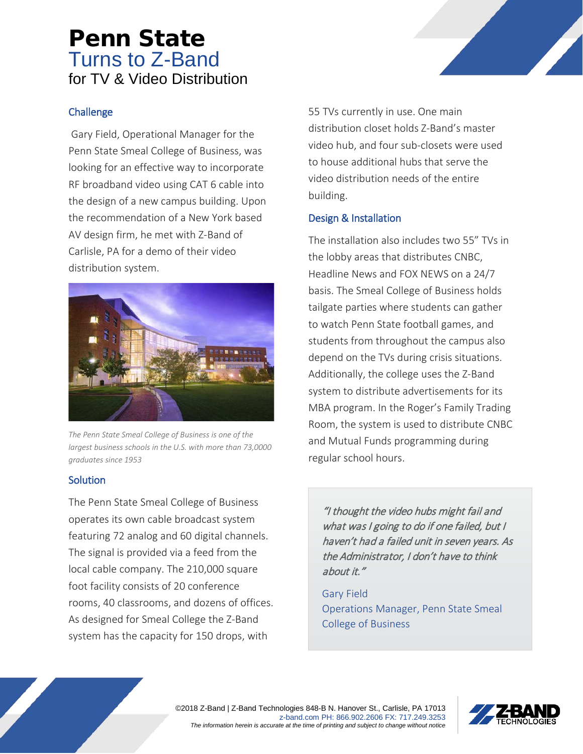# Penn State
## Turns to Z-Band
### for TV & Video Distribution

### Challenge

Gary Field, Operational Manager for the Penn State Smeal College of Business, was looking for an effective way to incorporate RF broadband video using CAT 6 cable into the design of a new campus building. Upon the recommendation of a New York based AV design firm, he met with Z-Band of Carlisle, PA for a demo of their video distribution system.

*The Penn State Smeal College of Business is one of the largest business schools in the U.S. with more than 73,0000 graduates since 1953*

### Solution

The Penn State Smeal College of Business operates its own cable broadcast system featuring 72 analog and 60 digital channels. The signal is provided via a feed from the local cable company. The 210,000 square foot facility consists of 20 conference rooms, 40 classrooms, and dozens of offices. As designed for Smeal College the Z-Band system has the capacity for 150 drops, with 55 TVs currently in use. One main distribution closet holds Z-Band's master video hub, and four sub-closets were used to house additional hubs that serve the video distribution needs of the entire building.

### Design & Installation

The installation also includes two 55" TVs in the lobby areas that distributes CNBC, Headline News and FOX NEWS on a 24/7 basis. The Smeal College of Business holds tailgate parties where students can gather to watch Penn State football games, and students from throughout the campus also depend on the TVs during crisis situations. Additionally, the college uses the Z-Band system to distribute advertisements for its MBA program. In the Roger's Family Trading Room, the system is used to distribute CNBC and Mutual Funds programming during regular school hours.

> *"I thought the video hubs might fail and what was I going to do if one failed, but I haven't had a failed unit in seven years. As the Administrator, I don't have to think about it."*
>
> Gary Field
> Operations Manager, Penn State Smeal College of Business

©2018 Z-Band | Z-Band Technologies 848-B N. Hanover St., Carlisle, PA 17013
z-band.com PH: 866.902.2606 FX: 717.249.3253
*The information herein is accurate at the time of printing and subject to change without notice*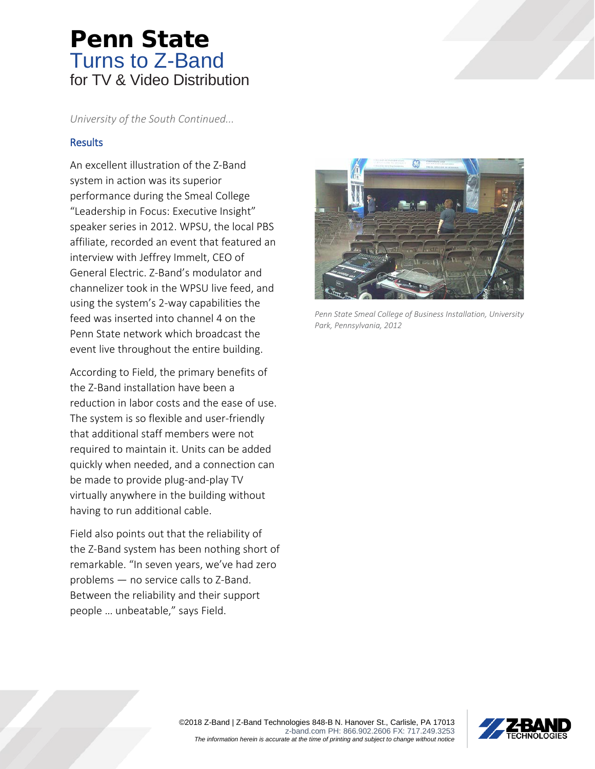# Penn State

## Turns to Z-Band

### for TV & Video Distribution

*University of the South Continued...*

## Results

An excellent illustration of the Z-Band system in action was its superior performance during the Smeal College "Leadership in Focus: Executive Insight" speaker series in 2012. WPSU, the local PBS affiliate, recorded an event that featured an interview with Jeffrey Immelt, CEO of General Electric. Z-Band's modulator and channelizer took in the WPSU live feed, and using the system's 2-way capabilities the feed was inserted into channel 4 on the Penn State network which broadcast the event live throughout the entire building.

According to Field, the primary benefits of the Z-Band installation have been a reduction in labor costs and the ease of use. The system is so flexible and user-friendly that additional staff members were not required to maintain it. Units can be added quickly when needed, and a connection can be made to provide plug-and-play TV virtually anywhere in the building without having to run additional cable.

Field also points out that the reliability of the Z-Band system has been nothing short of remarkable. "In seven years, we've had zero problems — no service calls to Z-Band. Between the reliability and their support people … unbeatable," says Field.

*Penn State Smeal College of Business Installation, University Park, Pennsylvania, 2012*

©2018 Z-Band | Z-Band Technologies 848-B N. Hanover St., Carlisle, PA 17013
z-band.com PH: 866.902.2606 FX: 717.249.3253
*The information herein is accurate at the time of printing and subject to change without notice*